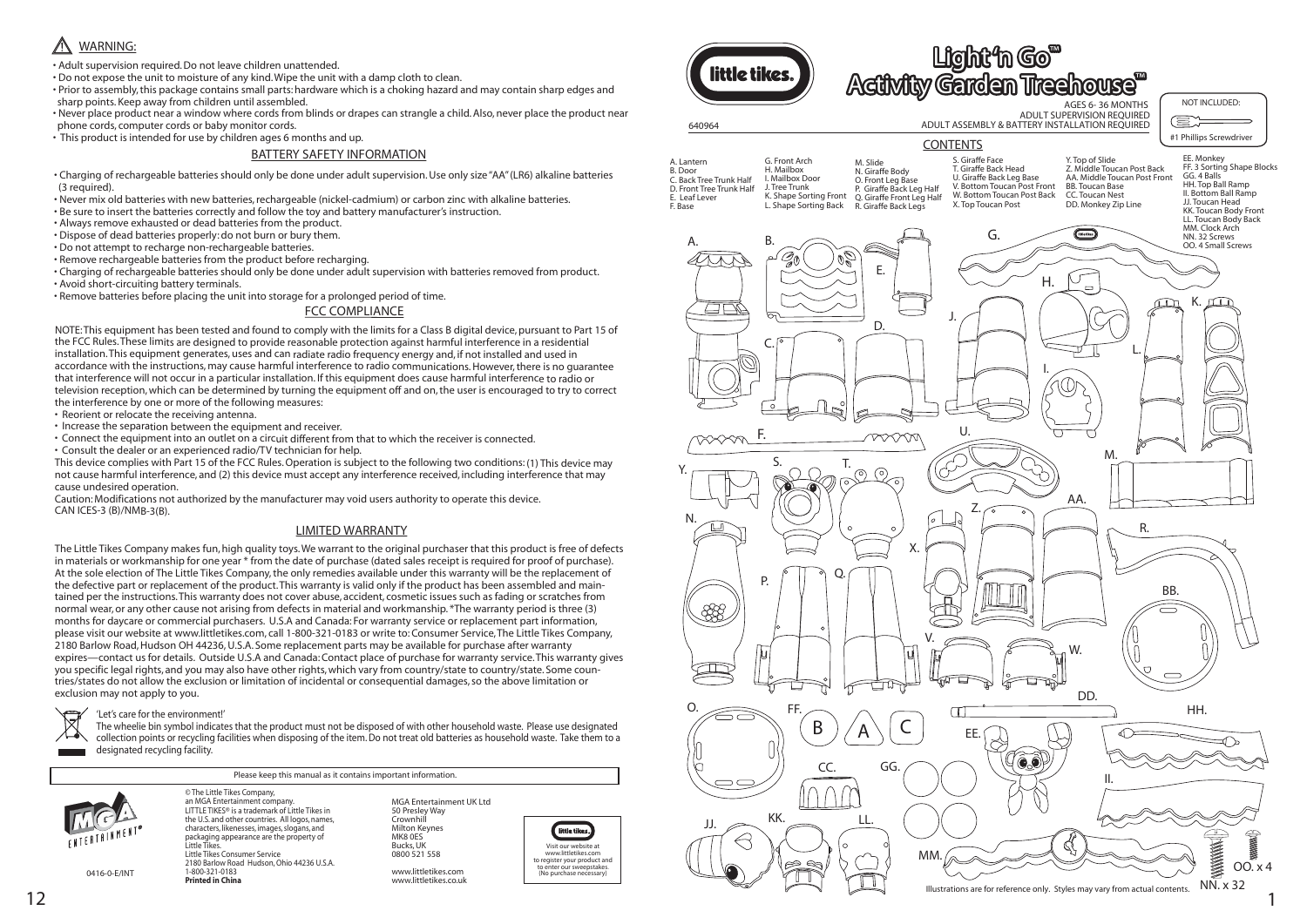## ⚠ WARNING:

- Adult supervision required. Do not leave children unattended.
- Do not expose the unit to moisture of any kind. Wipe the unit with a damp cloth to clean.
- Prior to assembly, this package contains small parts: hardware which is a choking hazard and may contain sharp edges and sharp points. Keep away from children until assembled.
- Never place product near a window where cords from blinds or drapes can strangle a child. Also, never place the product near phone cords, computer cords or baby monitor cords.
- This product is intended for use by children ages 6 months and up.

### BATTERY SAFETY INFORMATION

- Charging of rechargeable batteries should only be done under adult supervision. Use only size "AA" (LR6) alkaline batteries (3 required).
- Never mix old batteries with new batteries, rechargeable (nickel-cadmium) or carbon zinc with alkaline batteries.
- Be sure to insert the batteries correctly and follow the toy and battery manufacturer's instruction.
- Always remove exhausted or dead batteries from the product.
- Dispose of dead batteries properly: do not burn or bury them.
- Do not attempt to recharge non-rechargeable batteries.
- Remove rechargeable batteries from the product before recharging.
- Charging of rechargeable batteries should only be done under adult supervision with batteries removed from product.
- Avoid short-circuiting battery terminals.
- Remove batteries before placing the unit into storage for a prolonged period of time.

### FCC COMPLIANCE

NOTE: This equipment has been tested and found to comply with the limits for a Class B digital device, pursuant to Part 15 of the FCC Rules. These limits are designed to provide reasonable protection against harmful interference in a residential installation. This equipment generates, uses and can radiate radio frequency energy and, if not installed and used in accordance with the instructions, may cause harmful interference to radio communications. However, there is no guarantee that interference will not occur in a particular installation. If this equipment does cause harmful interference to radio or television reception, which can be determined by turning the equipment off and on, the user is encouraged to try to correct the interference by one or more of the following measures:

- Reorient or relocate the receiving antenna.
- Increase the separation between the equipment and receiver.
- Connect the equipment into an outlet on a circuit different from that to which the receiver is connected.
- Consult the dealer or an experienced radio/TV technician for help.

This device complies with Part 15 of the FCC Rules. Operation is subject to the following two conditions: (1) This device may not cause harmful interference, and (2) this device must accept any interference received, including interference that may cause undesired operation.

Caution: Modifications not authorized by the manufacturer may void users authority to operate this device.
CAN ICES-3 (B)/NMB-3(B).

### LIMITED WARRANTY

The Little Tikes Company makes fun, high quality toys. We warrant to the original purchaser that this product is free of defects in materials or workmanship for one year * from the date of purchase (dated sales receipt is required for proof of purchase). At the sole election of The Little Tikes Company, the only remedies available under this warranty will be the replacement of the defective part or replacement of the product. This warranty is valid only if the product has been assembled and maintained per the instructions. This warranty does not cover abuse, accident, cosmetic issues such as fading or scratches from normal wear, or any other cause not arising from defects in material and workmanship. *The warranty period is three (3) months for daycare or commercial purchasers. U.S.A and Canada: For warranty service or replacement part information, please visit our website at www.littletikes.com, call 1-800-321-0183 or write to: Consumer Service, The Little Tikes Company, 2180 Barlow Road, Hudson OH 44236, U.S.A. Some replacement parts may be available for purchase after warranty expires—contact us for details. Outside U.S.A and Canada: Contact place of purchase for warranty service. This warranty gives you specific legal rights, and you may also have other rights, which vary from country/state to country/state. Some countries/states do not allow the exclusion or limitation of incidental or consequential damages, so the above limitation or exclusion may not apply to you.

'Let's care for the environment!'
The wheelie bin symbol indicates that the product must not be disposed of with other household waste. Please use designated collection points or recycling facilities when disposing of the item. Do not treat old batteries as household waste. Take them to a designated recycling facility.

Please keep this manual as it contains important information.

© The Little Tikes Company, an MGA Entertainment company. LITTLE TIKES® is a trademark of Little Tikes in the U.S. and other countries. All logos, names, characters, likenesses, images, slogans, and packaging appearance are the property of Little Tikes.
Little Tikes Consumer Service
2180 Barlow Road Hudson, Ohio 44236 U.S.A.
1-800-321-0183
**Printed in China**

MGA Entertainment UK Ltd
50 Presley Way
Crownhill
Milton Keynes
MK8 0ES
Bucks, UK
0800 521 558

www.littletikes.com
www.littletikes.co.uk

Visit our website at www.littletikes.com to register your product and to enter our sweepstakes. (No purchase necessary)

0416-0-E/INT

# Light 'n Go™ Activity Garden Treehouse™

640964

AGES 6- 36 MONTHS
ADULT SUPERVISION REQUIRED
ADULT ASSEMBLY & BATTERY INSTALLATION REQUIRED

NOT INCLUDED:
#1 Phillips Screwdriver

## CONTENTS

- A. Lantern
- B. Door
- C. Back Tree Trunk Half
- D. Front Tree Trunk Half
- E. Leaf Lever
- F. Base
- G. Front Arch
- H. Mailbox
- I. Mailbox Door
- J. Tree Trunk
- K. Shape Sorting Front
- L. Shape Sorting Back
- M. Slide
- N. Giraffe Body
- O. Front Leg Base
- P. Giraffe Back Leg Half
- Q. Giraffe Front Leg Half
- R. Giraffe Back Legs
- S. Giraffe Face
- T. Giraffe Back Head
- U. Giraffe Back Leg Base
- V. Bottom Toucan Post Front
- W. Bottom Toucan Post Back
- X. Top Toucan Post
- Y. Top of Slide
- Z. Middle Toucan Post Back
- AA. Middle Toucan Post Front
- BB. Toucan Base
- CC. Toucan Nest
- DD. Monkey Zip Line
- EE. Monkey
- FF. 3 Sorting Shape Blocks
- GG. 4 Balls
- HH. Top Ball Ramp
- II. Bottom Ball Ramp
- JJ. Toucan Head
- KK. Toucan Body Front
- LL. Toucan Body Back
- MM. Clock Arch
- NN. 32 Screws
- OO. 4 Small Screws

OO. x 4
NN. x 32

Illustrations are for reference only. Styles may vary from actual contents.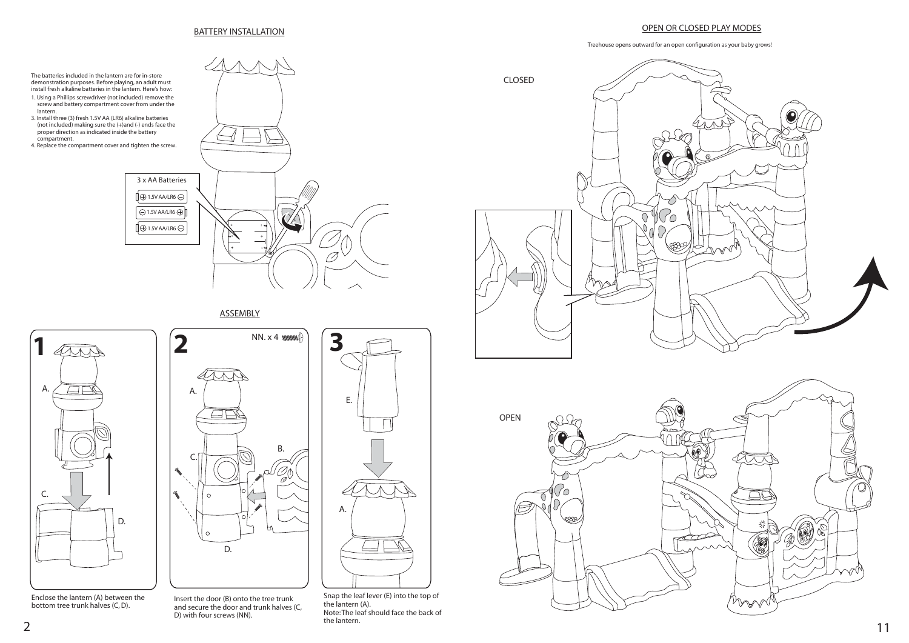## BATTERY INSTALLATION

The batteries included in the lantern are for in-store demonstration purposes. Before playing, an adult must install fresh alkaline batteries in the lantern. Here's how:

1. Using a Phillips screwdriver (not included) remove the screw and battery compartment cover from under the lantern.
3. Install three (3) fresh 1.5V AA (LR6) alkaline batteries (not included) making sure the (+)and (-) ends face the proper direction as indicated inside the battery compartment.
4. Replace the compartment cover and tighten the screw.

3 x AA Batteries

1.5V AA/LR6

1.5V AA/LR6

1.5V AA/LR6

## ASSEMBLY

**1**

A.

C.

D.

Enclose the lantern (A) between the bottom tree trunk halves (C, D).

**2**

NN. x 4

A.

B.

C.

D.

Insert the door (B) onto the tree trunk and secure the door and trunk halves (C, D) with four screws (NN).

**3**

E.

A.

Snap the leaf lever (E) into the top of the lantern (A).
Note: The leaf should face the back of the lantern.

## OPEN OR CLOSED PLAY MODES

Treehouse opens outward for an open configuration as your baby grows!

CLOSED

OPEN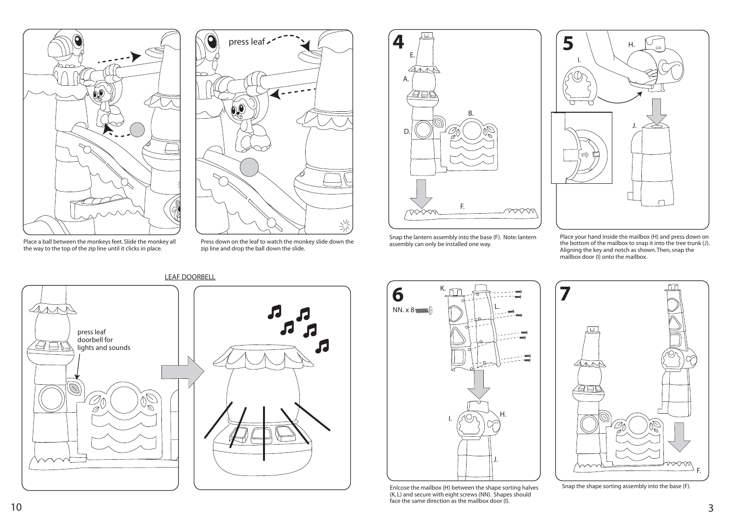Place a ball between the monkeys feet. Slide the monkey all the way to the top of the zip line until it clicks in place.

press leaf

Press down on the leaf to watch the monkey slide down the zip line and drop the ball down the slide.

## LEAF DOORBELL

press leaf doorbell for lights and sounds

## 4

E.

A.

B.

D.

F.

Snap the lantern assembly into the base (F). Note: lantern assembly can only be installed one way.

## 5

H.

I.

J.

Place your hand inside the mailbox (H) and press down on the bottom of the mailbox to snap it into the tree trunk (J). Aligning the key and notch as shown. Then, snap the mailbox door (I) onto the mailbox.

## 6

K.

NN. x 8

L.

I.

H.

J.

Enlcose the mailbox (H) between the shape sorting halves (K, L) and secure with eight screws (NN). Shapes should face the same direction as the mailbox door (I).

## 7

F.

Snap the shape sorting assembly into the base (F).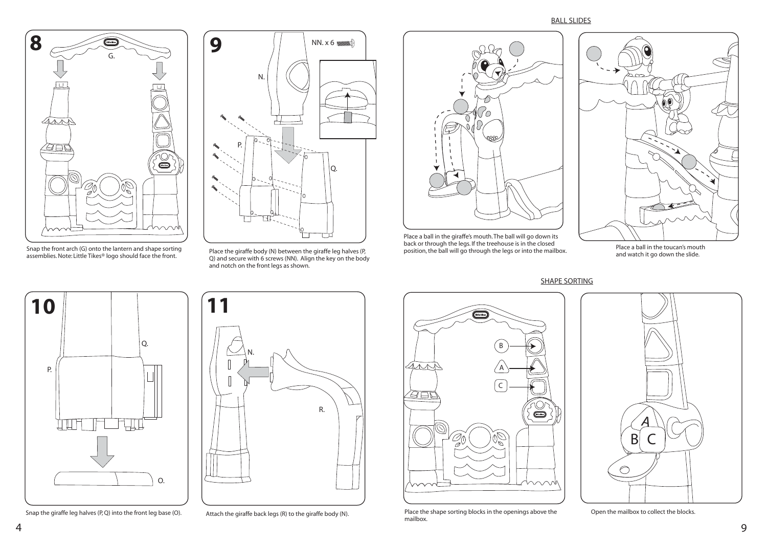## 8

Snap the front arch (G) onto the lantern and shape sorting assemblies. Note: Little Tikes® logo should face the front.

## 9

Place the giraffe body (N) between the giraffe leg halves (P, Q) and secure with 6 screws (NN). Align the key on the body and notch on the front legs as shown.

## 10

Snap the giraffe leg halves (P, Q) into the front leg base (O).

## 11

Attach the giraffe back legs (R) to the giraffe body (N).

## BALL SLIDES

Place a ball in the giraffe's mouth. The ball will go down its back or through the legs. If the treehouse is in the closed position, the ball will go through the legs or into the mailbox.

Place a ball in the toucan's mouth and watch it go down the slide.

## SHAPE SORTING

Place the shape sorting blocks in the openings above the mailbox.

Open the mailbox to collect the blocks.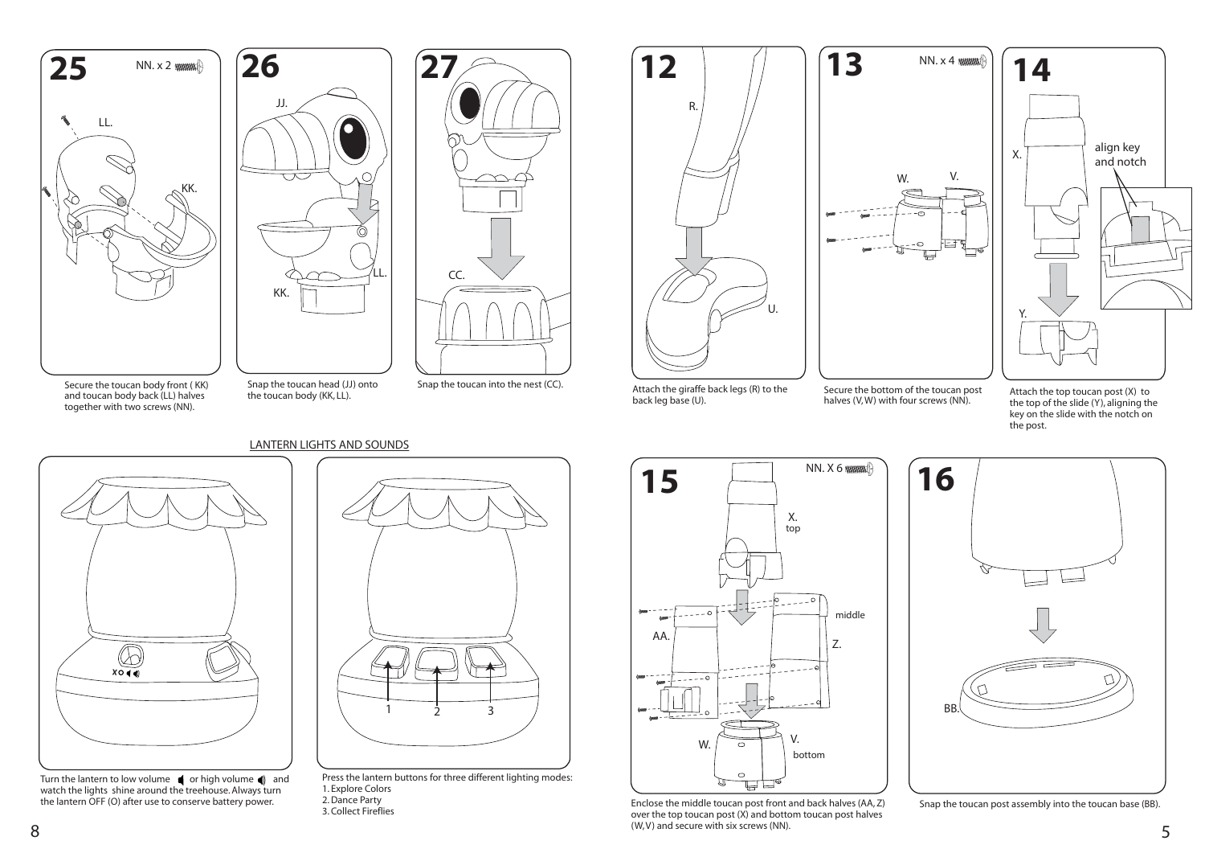## 25

NN. x 2

LL.

KK.

Secure the toucan body front ( KK) and toucan body back (LL) halves together with two screws (NN).

## 26

JJ.

KK.

LL.

Snap the toucan head (JJ) onto the toucan body (KK, LL).

## 27

CC.

Snap the toucan into the nest (CC).

## LANTERN LIGHTS AND SOUNDS

Turn the lantern to low volume or high volume and watch the lights shine around the treehouse. Always turn the lantern OFF (O) after use to conserve battery power.

1 2 3

Press the lantern buttons for three different lighting modes:
1. Explore Colors
2. Dance Party
3. Collect Fireflies

## 12

R.

U.

Attach the giraffe back legs (R) to the back leg base (U).

## 13

NN. x 4

W. V.

Secure the bottom of the toucan post halves (V, W) with four screws (NN).

## 14

X.

align key and notch

Y.

Attach the top toucan post (X) to the top of the slide (Y), aligning the key on the slide with the notch on the post.

## 15

NN. X 6

X. top

middle

AA.

Z.

W.

V. bottom

Enclose the middle toucan post front and back halves (AA, Z) over the top toucan post (X) and bottom toucan post halves (W, V) and secure with six screws (NN).

## 16

BB.

Snap the toucan post assembly into the toucan base (BB).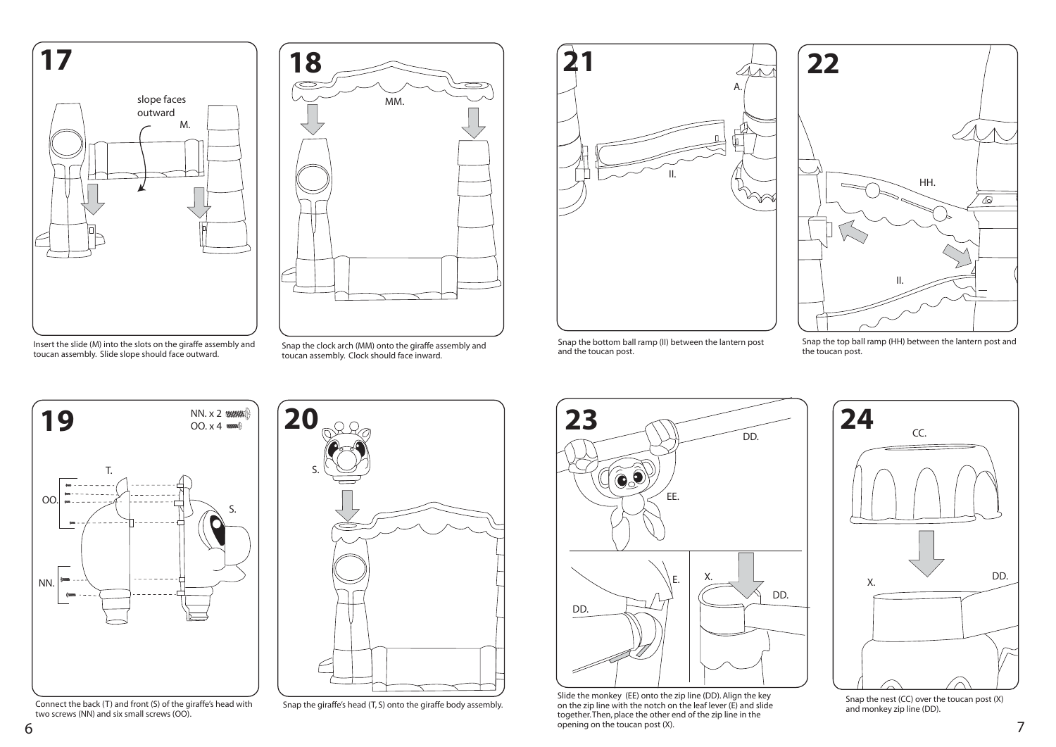## 17

slope faces outward

M.

Insert the slide (M) into the slots on the giraffe assembly and toucan assembly. Slide slope should face outward.

## 18

MM.

Snap the clock arch (MM) onto the giraffe assembly and toucan assembly. Clock should face inward.

## 19

NN. x 2
OO. x 4

T.

OO.

S.

NN.

Connect the back (T) and front (S) of the giraffe's head with two screws (NN) and six small screws (OO).

## 20

S.

Snap the giraffe's head (T, S) onto the giraffe body assembly.

## 21

A.

II.

Snap the bottom ball ramp (II) between the lantern post and the toucan post.

## 22

HH.

II.

Snap the top ball ramp (HH) between the lantern post and the toucan post.

## 23

DD.

EE.

E.

DD.

X.

DD.

Slide the monkey (EE) onto the zip line (DD). Align the key on the zip line with the notch on the leaf lever (E) and slide together. Then, place the other end of the zip line in the opening on the toucan post (X).

## 24

CC.

X.

DD.

Snap the nest (CC) over the toucan post (X) and monkey zip line (DD).